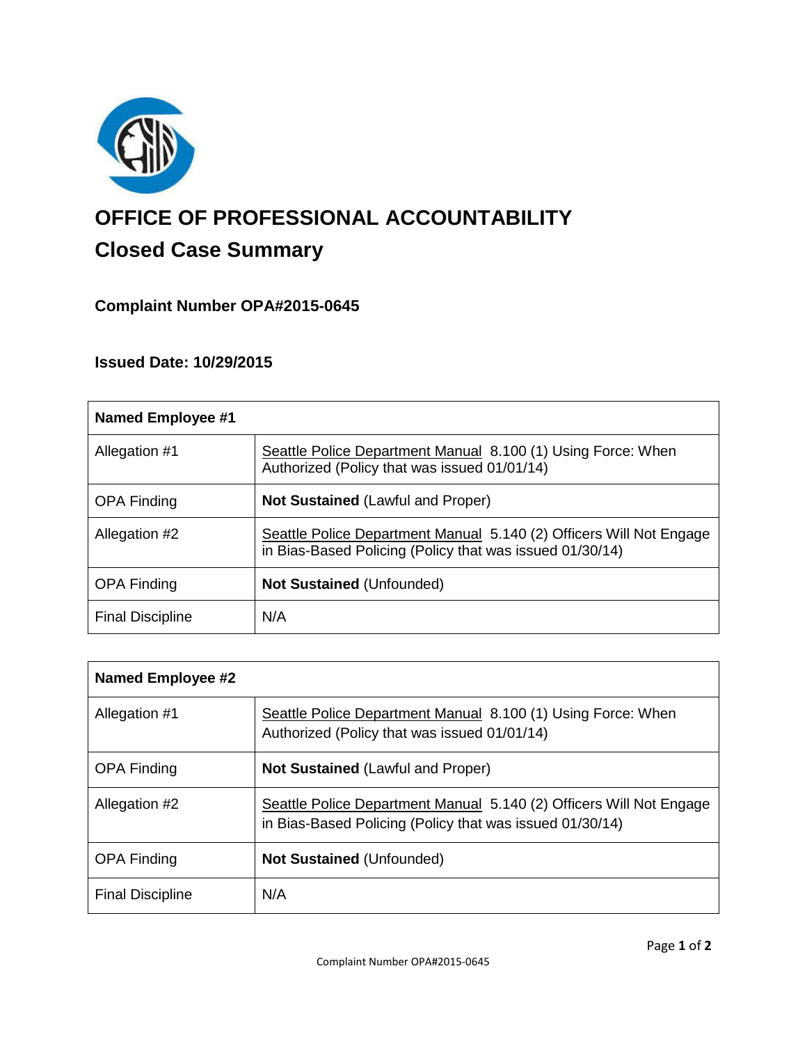# OFFICE OF PROFESSIONAL ACCOUNTABILITY

## Closed Case Summary

### Complaint Number OPA#2015-0645

### Issued Date: 10/29/2015

| Named Employee #1 | |
|---|---|
| Allegation #1 | Seattle Police Department Manual 8.100 (1) Using Force: When Authorized (Policy that was issued 01/01/14) |
| OPA Finding | **Not Sustained** (Lawful and Proper) |
| Allegation #2 | Seattle Police Department Manual 5.140 (2) Officers Will Not Engage in Bias-Based Policing (Policy that was issued 01/30/14) |
| OPA Finding | **Not Sustained** (Unfounded) |
| Final Discipline | N/A |

| Named Employee #2 | |
|---|---|
| Allegation #1 | Seattle Police Department Manual 8.100 (1) Using Force: When Authorized (Policy that was issued 01/01/14) |
| OPA Finding | **Not Sustained** (Lawful and Proper) |
| Allegation #2 | Seattle Police Department Manual 5.140 (2) Officers Will Not Engage in Bias-Based Policing (Policy that was issued 01/30/14) |
| OPA Finding | **Not Sustained** (Unfounded) |
| Final Discipline | N/A |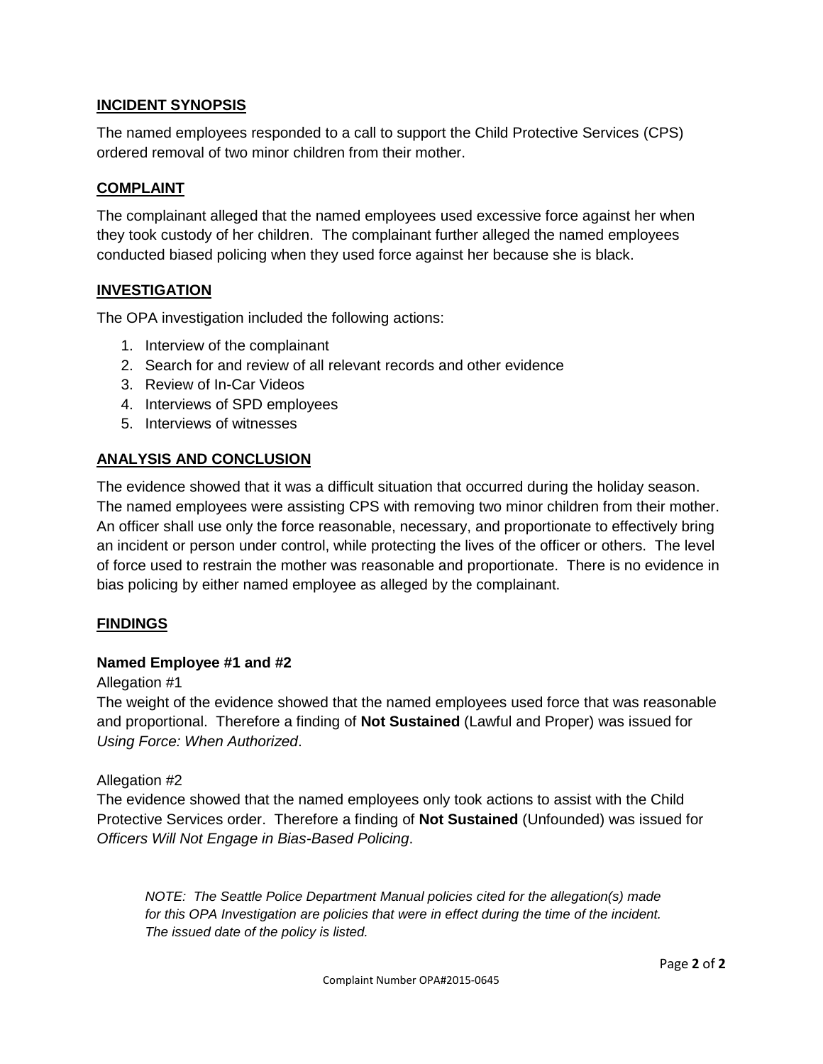## INCIDENT SYNOPSIS

The named employees responded to a call to support the Child Protective Services (CPS) ordered removal of two minor children from their mother.

## COMPLAINT

The complainant alleged that the named employees used excessive force against her when they took custody of her children. The complainant further alleged the named employees conducted biased policing when they used force against her because she is black.

## INVESTIGATION

The OPA investigation included the following actions:

1. Interview of the complainant
2. Search for and review of all relevant records and other evidence
3. Review of In-Car Videos
4. Interviews of SPD employees
5. Interviews of witnesses

## ANALYSIS AND CONCLUSION

The evidence showed that it was a difficult situation that occurred during the holiday season. The named employees were assisting CPS with removing two minor children from their mother. An officer shall use only the force reasonable, necessary, and proportionate to effectively bring an incident or person under control, while protecting the lives of the officer or others. The level of force used to restrain the mother was reasonable and proportionate. There is no evidence in bias policing by either named employee as alleged by the complainant.

## FINDINGS

### Named Employee #1 and #2

Allegation #1

The weight of the evidence showed that the named employees used force that was reasonable and proportional. Therefore a finding of **Not Sustained** (Lawful and Proper) was issued for *Using Force: When Authorized*.

Allegation #2

The evidence showed that the named employees only took actions to assist with the Child Protective Services order. Therefore a finding of **Not Sustained** (Unfounded) was issued for *Officers Will Not Engage in Bias-Based Policing*.

*NOTE: The Seattle Police Department Manual policies cited for the allegation(s) made for this OPA Investigation are policies that were in effect during the time of the incident. The issued date of the policy is listed.*

Complaint Number OPA#2015-0645